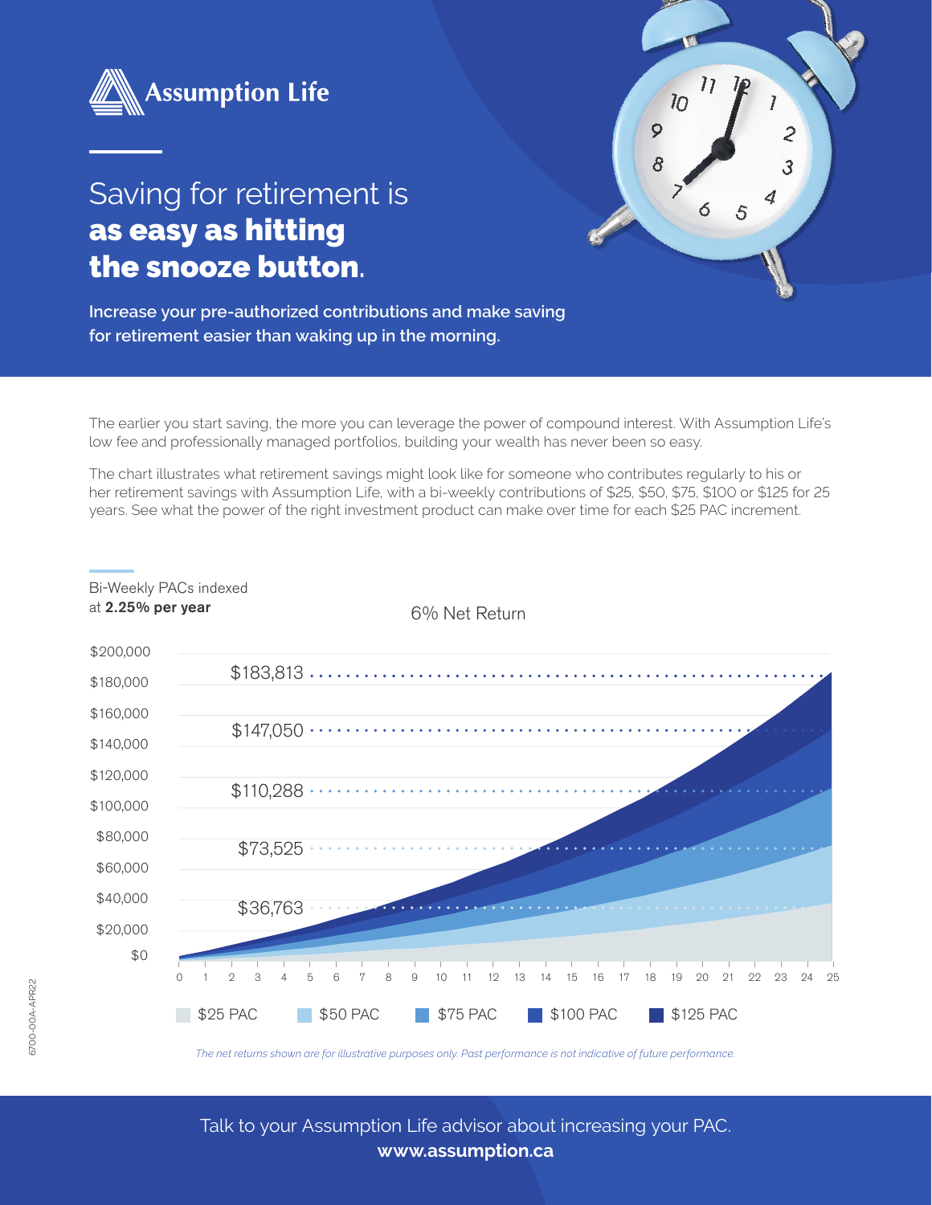Assumption Life

# Saving for retirement is **as easy as hitting the snooze button**.

**Increase your pre-authorized contributions and make saving for retirement easier than waking up in the morning.**

The earlier you start saving, the more you can leverage the power of compound interest. With Assumption Life's low fee and professionally managed portfolios, building your wealth has never been so easy.

The chart illustrates what retirement savings might look like for someone who contributes regularly to his or her retirement savings with Assumption Life, with a bi-weekly contributions of $25, $50, $75, $100 or $125 for 25 years. See what the power of the right investment product can make over time for each $25 PAC increment.

Bi-Weekly PACs indexed at **2.25% per year**

6% Net Return

| PAC | Value after 25 years |
|---|---|
| $25 PAC | $36,763 |
| $50 PAC | $73,525 |
| $75 PAC | $110,288 |
| $100 PAC | $147,050 |
| $125 PAC | $183,813 |

*The net returns shown are for illustrative purposes only. Past performance is not indicative of future performance.*

Talk to your Assumption Life advisor about increasing your PAC.
**www.assumption.ca**

6700-00A-APR22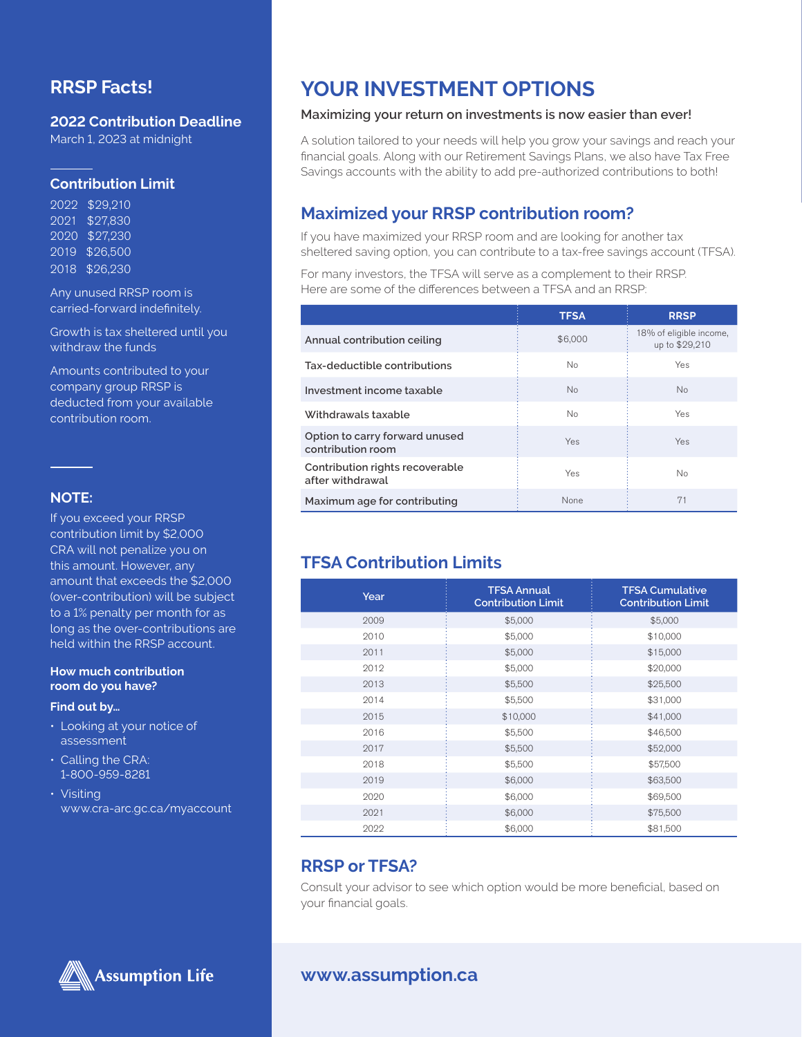## RRSP Facts!

**2022 Contribution Deadline**
March 1, 2023 at midnight

**Contribution Limit**

2022 $29,210
2021 $27,830
2020 $27,230
2019 $26,500
2018 $26,230

Any unused RRSP room is carried-forward indefinitely.

Growth is tax sheltered until you withdraw the funds

Amounts contributed to your company group RRSP is deducted from your available contribution room.

**NOTE:**

If you exceed your RRSP contribution limit by $2,000 CRA will not penalize you on this amount. However, any amount that exceeds the $2,000 (over-contribution) will be subject to a 1% penalty per month for as long as the over-contributions are held within the RRSP account.

**How much contribution room do you have?**

**Find out by...**

- Looking at your notice of assessment
- Calling the CRA: 1-800-959-8281
- Visiting www.cra-arc.gc.ca/myaccount

Assumption Life

# YOUR INVESTMENT OPTIONS

**Maximizing your return on investments is now easier than ever!**

A solution tailored to your needs will help you grow your savings and reach your financial goals. Along with our Retirement Savings Plans, we also have Tax Free Savings accounts with the ability to add pre-authorized contributions to both!

## Maximized your RRSP contribution room?

If you have maximized your RRSP room and are looking for another tax sheltered saving option, you can contribute to a tax-free savings account (TFSA).

For many investors, the TFSA will serve as a complement to their RRSP. Here are some of the differences between a TFSA and an RRSP:

| | TFSA | RRSP |
|---|---|---|
| Annual contribution ceiling | $6,000 | 18% of eligible income, up to $29,210 |
| Tax-deductible contributions | No | Yes |
| Investment income taxable | No | No |
| Withdrawals taxable | No | Yes |
| Option to carry forward unused contribution room | Yes | Yes |
| Contribution rights recoverable after withdrawal | Yes | No |
| Maximum age for contributing | None | 71 |

## TFSA Contribution Limits

| Year | TFSA Annual Contribution Limit | TFSA Cumulative Contribution Limit |
|---|---|---|
| 2009 | $5,000 | $5,000 |
| 2010 | $5,000 | $10,000 |
| 2011 | $5,000 | $15,000 |
| 2012 | $5,000 | $20,000 |
| 2013 | $5,500 | $25,500 |
| 2014 | $5,500 | $31,000 |
| 2015 | $10,000 | $41,000 |
| 2016 | $5,500 | $46,500 |
| 2017 | $5,500 | $52,000 |
| 2018 | $5,500 | $57,500 |
| 2019 | $6,000 | $63,500 |
| 2020 | $6,000 | $69,500 |
| 2021 | $6,000 | $75,500 |
| 2022 | $6,000 | $81,500 |

## RRSP or TFSA?

Consult your advisor to see which option would be more beneficial, based on your financial goals.

**www.assumption.ca**